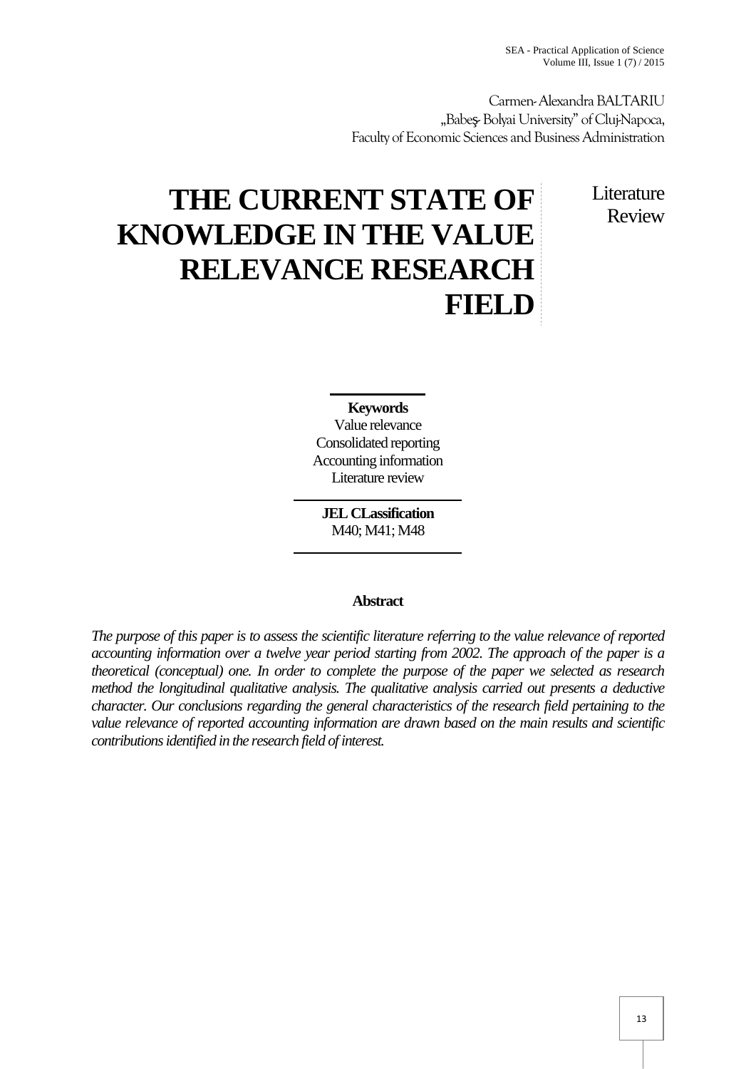Carmen-Alexandra BALTARIU
„Babeş-Bolyai University" of Cluj-Napoca,
Faculty of Economic Sciences and Business Administration

# THE CURRENT STATE OF KNOWLEDGE IN THE VALUE RELEVANCE RESEARCH FIELD

Literature Review

**Keywords**
Value relevance
Consolidated reporting
Accounting information
Literature review

**JEL CLassification**
M40; M41; M48

**Abstract**

*The purpose of this paper is to assess the scientific literature referring to the value relevance of reported accounting information over a twelve year period starting from 2002. The approach of the paper is a theoretical (conceptual) one. In order to complete the purpose of the paper we selected as research method the longitudinal qualitative analysis. The qualitative analysis carried out presents a deductive character. Our conclusions regarding the general characteristics of the research field pertaining to the value relevance of reported accounting information are drawn based on the main results and scientific contributions identified in the research field of interest.*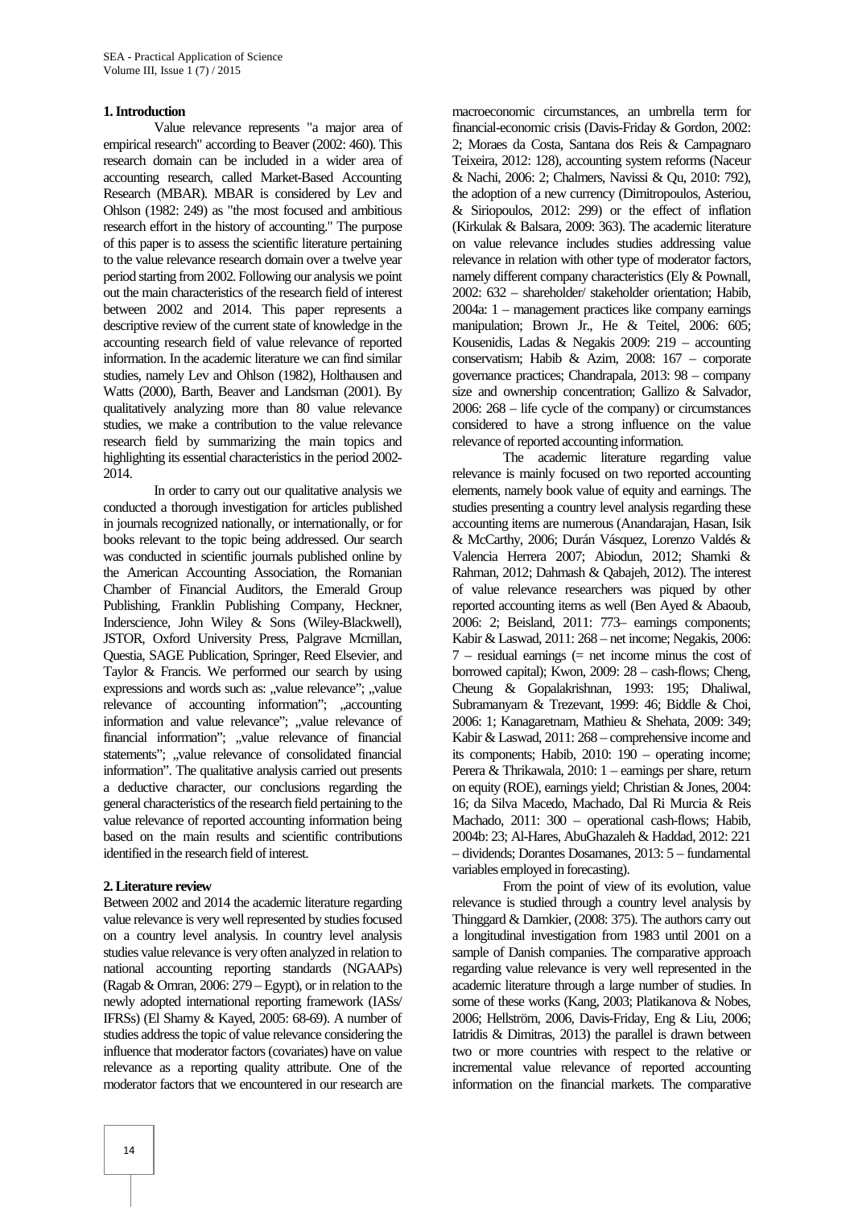## 1. Introduction

Value relevance represents "a major area of empirical research" according to Beaver (2002: 460). This research domain can be included in a wider area of accounting research, called Market-Based Accounting Research (MBAR). MBAR is considered by Lev and Ohlson (1982: 249) as "the most focused and ambitious research effort in the history of accounting." The purpose of this paper is to assess the scientific literature pertaining to the value relevance research domain over a twelve year period starting from 2002. Following our analysis we point out the main characteristics of the research field of interest between 2002 and 2014. This paper represents a descriptive review of the current state of knowledge in the accounting research field of value relevance of reported information. In the academic literature we can find similar studies, namely Lev and Ohlson (1982), Holthausen and Watts (2000), Barth, Beaver and Landsman (2001). By qualitatively analyzing more than 80 value relevance studies, we make a contribution to the value relevance research field by summarizing the main topics and highlighting its essential characteristics in the period 2002-2014.

In order to carry out our qualitative analysis we conducted a thorough investigation for articles published in journals recognized nationally, or internationally, or for books relevant to the topic being addressed. Our search was conducted in scientific journals published online by the American Accounting Association, the Romanian Chamber of Financial Auditors, the Emerald Group Publishing, Franklin Publishing Company, Heckner, Inderscience, John Wiley & Sons (Wiley-Blackwell), JSTOR, Oxford University Press, Palgrave Mcmillan, Questia, SAGE Publication, Springer, Reed Elsevier, and Taylor & Francis. We performed our search by using expressions and words such as: „value relevance"; „value relevance of accounting information"; „accounting information and value relevance"; „value relevance of financial information"; „value relevance of financial statements"; „value relevance of consolidated financial information". The qualitative analysis carried out presents a deductive character, our conclusions regarding the general characteristics of the research field pertaining to the value relevance of reported accounting information being based on the main results and scientific contributions identified in the research field of interest.

## 2. Literature review

Between 2002 and 2014 the academic literature regarding value relevance is very well represented by studies focused on a country level analysis. In country level analysis studies value relevance is very often analyzed in relation to national accounting reporting standards (NGAAPs) (Ragab & Omran, 2006: 279 – Egypt), or in relation to the newly adopted international reporting framework (IASs/ IFRSs) (El Shamy & Kayed, 2005: 68-69). A number of studies address the topic of value relevance considering the influence that moderator factors (covariates) have on value relevance as a reporting quality attribute. One of the moderator factors that we encountered in our research are macroeconomic circumstances, an umbrella term for financial-economic crisis (Davis-Friday & Gordon, 2002: 2; Moraes da Costa, Santana dos Reis & Campagnaro Teixeira, 2012: 128), accounting system reforms (Naceur & Nachi, 2006: 2; Chalmers, Navissi & Qu, 2010: 792), the adoption of a new currency (Dimitropoulos, Asteriou, & Siriopoulos, 2012: 299) or the effect of inflation (Kirkulak & Balsara, 2009: 363). The academic literature on value relevance includes studies addressing value relevance in relation with other type of moderator factors, namely different company characteristics (Ely & Pownall, 2002: 632 – shareholder/ stakeholder orientation; Habib, 2004a: 1 – management practices like company earnings manipulation; Brown Jr., He & Teitel, 2006: 605; Kousenidis, Ladas & Negakis 2009: 219 – accounting conservatism; Habib & Azim, 2008: 167 – corporate governance practices; Chandrapala, 2013: 98 – company size and ownership concentration; Gallizo & Salvador, 2006: 268 – life cycle of the company) or circumstances considered to have a strong influence on the value relevance of reported accounting information.

The academic literature regarding value relevance is mainly focused on two reported accounting elements, namely book value of equity and earnings. The studies presenting a country level analysis regarding these accounting items are numerous (Anandarajan, Hasan, Isik & McCarthy, 2006; Durán Vásquez, Lorenzo Valdés & Valencia Herrera 2007; Abiodun, 2012; Shamki & Rahman, 2012; Dahmash & Qabajeh, 2012). The interest of value relevance researchers was piqued by other reported accounting items as well (Ben Ayed & Abaoub, 2006: 2; Beisland, 2011: 773– earnings components; Kabir & Laswad, 2011: 268 – net income; Negakis, 2006: 7 – residual earnings (= net income minus the cost of borrowed capital); Kwon, 2009: 28 – cash-flows; Cheng, Cheung & Gopalakrishnan, 1993: 195; Dhaliwal, Subramanyam & Trezevant, 1999: 46; Biddle & Choi, 2006: 1; Kanagaretnam, Mathieu & Shehata, 2009: 349; Kabir & Laswad, 2011: 268 – comprehensive income and its components; Habib, 2010: 190 – operating income; Perera & Thrikawala, 2010: 1 – earnings per share, return on equity (ROE), earnings yield; Christian & Jones, 2004: 16; da Silva Macedo, Machado, Dal Ri Murcia & Reis Machado, 2011: 300 – operational cash-flows; Habib, 2004b: 23; Al-Hares, AbuGhazaleh & Haddad, 2012: 221 – dividends; Dorantes Dosamanes, 2013: 5 – fundamental variables employed in forecasting).

From the point of view of its evolution, value relevance is studied through a country level analysis by Thinggard & Damkier, (2008: 375). The authors carry out a longitudinal investigation from 1983 until 2001 on a sample of Danish companies. The comparative approach regarding value relevance is very well represented in the academic literature through a large number of studies. In some of these works (Kang, 2003; Platikanova & Nobes, 2006; Hellström, 2006, Davis-Friday, Eng & Liu, 2006; Iatridis & Dimitras, 2013) the parallel is drawn between two or more countries with respect to the relative or incremental value relevance of reported accounting information on the financial markets. The comparative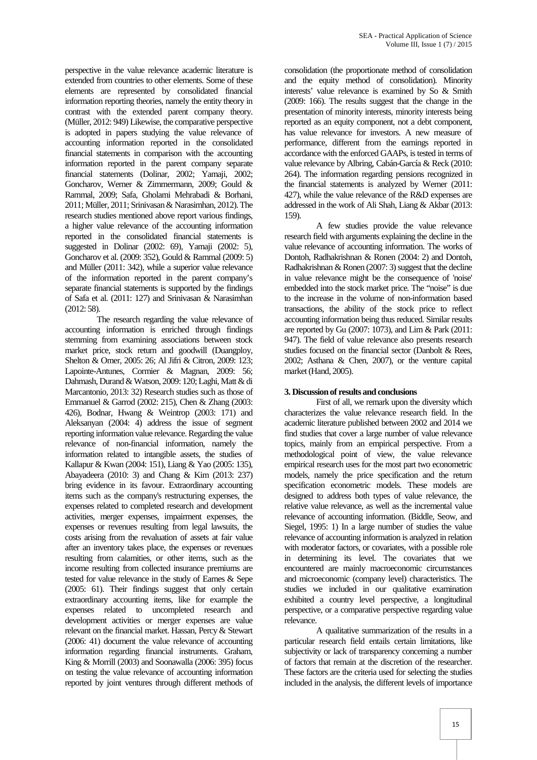perspective in the value relevance academic literature is extended from countries to other elements. Some of these elements are represented by consolidated financial information reporting theories, namely the entity theory in contrast with the extended parent company theory. (Müller, 2012: 949) Likewise, the comparative perspective is adopted in papers studying the value relevance of accounting information reported in the consolidated financial statements in comparison with the accounting information reported in the parent company separate financial statements (Dolinar, 2002; Yamaji, 2002; Goncharov, Werner & Zimmermann, 2009; Gould & Rammal, 2009; Safa, Gholami Mehrabadi & Borhani, 2011; Müller, 2011; Srinivasan & Narasimhan, 2012). The research studies mentioned above report various findings, a higher value relevance of the accounting information reported in the consolidated financial statements is suggested in Dolinar (2002: 69), Yamaji (2002: 5), Goncharov et al. (2009: 352), Gould & Rammal (2009: 5) and Müller (2011: 342), while a superior value relevance of the information reported in the parent company's separate financial statements is supported by the findings of Safa et al. (2011: 127) and Srinivasan & Narasimhan (2012: 58).

The research regarding the value relevance of accounting information is enriched through findings stemming from examining associations between stock market price, stock return and goodwill (Duangploy, Shelton & Omer, 2005: 26; Al Jifri & Citron, 2009: 123; Lapointe-Antunes, Cormier & Magnan, 2009: 56; Dahmash, Durand & Watson, 2009: 120; Laghi, Matt & di Marcantonio, 2013: 32) Research studies such as those of Emmanuel & Garrod (2002: 215), Chen & Zhang (2003: 426), Bodnar, Hwang & Weintrop (2003: 171) and Aleksanyan (2004: 4) address the issue of segment reporting information value relevance. Regarding the value relevance of non-financial information, namely the information related to intangible assets, the studies of Kallapur & Kwan (2004: 151), Liang & Yao (2005: 135), Abayadeera (2010: 3) and Chang & Kim (2013: 237) bring evidence in its favour. Extraordinary accounting items such as the company's restructuring expenses, the expenses related to completed research and development activities, merger expenses, impairment expenses, the expenses or revenues resulting from legal lawsuits, the costs arising from the revaluation of assets at fair value after an inventory takes place, the expenses or revenues resulting from calamities, or other items, such as the income resulting from collected insurance premiums are tested for value relevance in the study of Eames & Sepe (2005: 61). Their findings suggest that only certain extraordinary accounting items, like for example the expenses related to uncompleted research and development activities or merger expenses are value relevant on the financial market. Hassan, Percy & Stewart (2006: 41) document the value relevance of accounting information regarding financial instruments. Graham, King & Morrill (2003) and Soonawalla (2006: 395) focus on testing the value relevance of accounting information reported by joint ventures through different methods of consolidation (the proportionate method of consolidation and the equity method of consolidation). Minority interests' value relevance is examined by So & Smith (2009: 166). The results suggest that the change in the presentation of minority interests, minority interests being reported as an equity component, not a debt component, has value relevance for investors. A new measure of performance, different from the earnings reported in accordance with the enforced GAAPs, is tested in terms of value relevance by Albring, Cabán-García & Reck (2010: 264). The information regarding pensions recognized in the financial statements is analyzed by Werner (2011: 427), while the value relevance of the R&D expenses are addressed in the work of Ali Shah, Liang & Akbar (2013: 159).

A few studies provide the value relevance research field with arguments explaining the decline in the value relevance of accounting information. The works of Dontoh, Radhakrishnan & Ronen (2004: 2) and Dontoh, Radhakrishnan & Ronen (2007: 3) suggest that the decline in value relevance might be the consequence of 'noise' embedded into the stock market price. The "noise" is due to the increase in the volume of non-information based transactions, the ability of the stock price to reflect accounting information being thus reduced. Similar results are reported by Gu (2007: 1073), and Lim & Park (2011: 947). The field of value relevance also presents research studies focused on the financial sector (Danbolt & Rees, 2002; Asthana & Chen, 2007), or the venture capital market (Hand, 2005).

## 3. Discussion of results and conclusions

First of all, we remark upon the diversity which characterizes the value relevance research field. In the academic literature published between 2002 and 2014 we find studies that cover a large number of value relevance topics, mainly from an empirical perspective. From a methodological point of view, the value relevance empirical research uses for the most part two econometric models, namely the price specification and the return specification econometric models. These models are designed to address both types of value relevance, the relative value relevance, as well as the incremental value relevance of accounting information. (Biddle, Seow, and Siegel, 1995: 1) In a large number of studies the value relevance of accounting information is analyzed in relation with moderator factors, or covariates, with a possible role in determining its level. The covariates that we encountered are mainly macroeconomic circumstances and microeconomic (company level) characteristics. The studies we included in our qualitative examination exhibited a country level perspective, a longitudinal perspective, or a comparative perspective regarding value relevance.

A qualitative summarization of the results in a particular research field entails certain limitations, like subjectivity or lack of transparency concerning a number of factors that remain at the discretion of the researcher. These factors are the criteria used for selecting the studies included in the analysis, the different levels of importance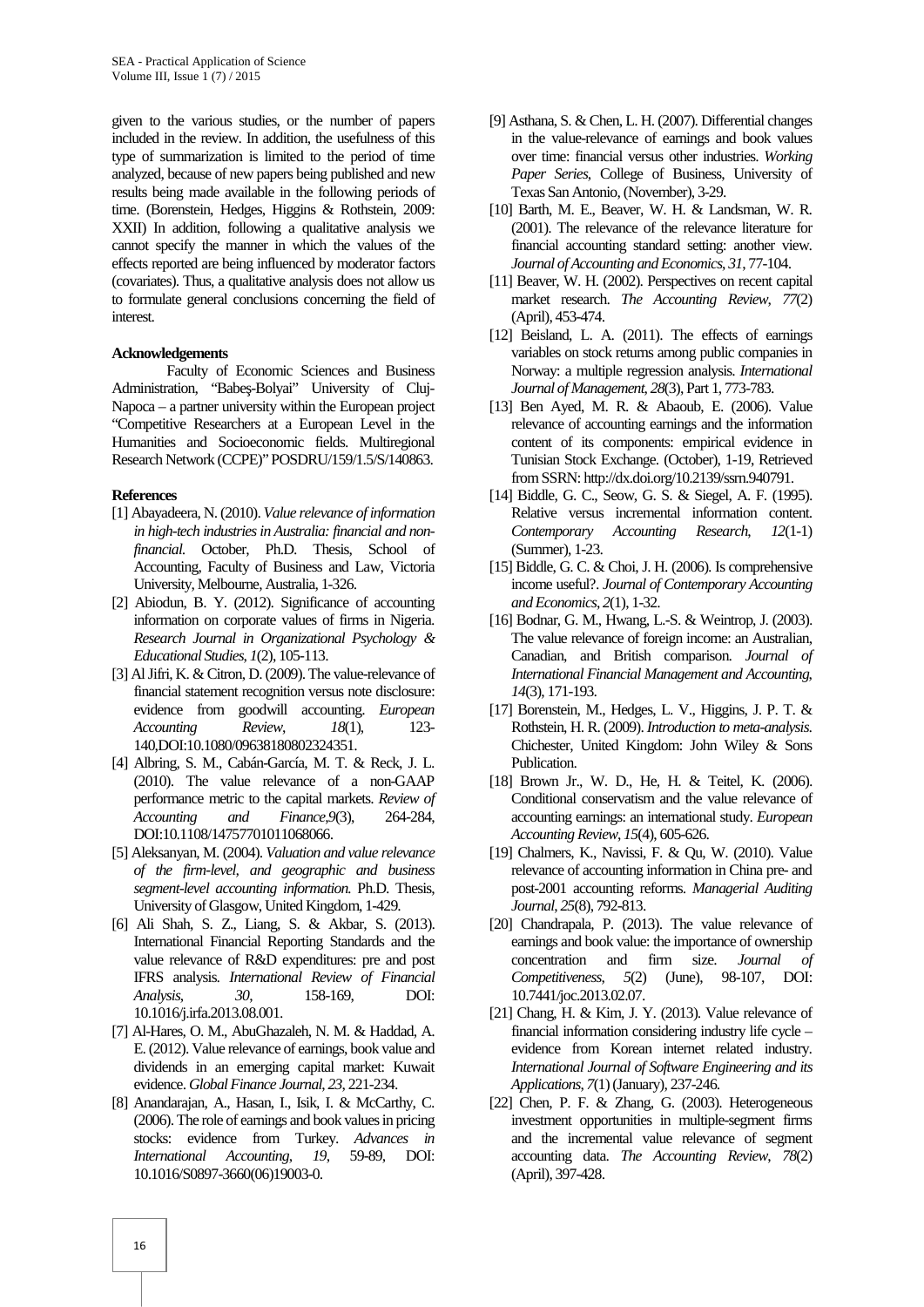given to the various studies, or the number of papers included in the review. In addition, the usefulness of this type of summarization is limited to the period of time analyzed, because of new papers being published and new results being made available in the following periods of time. (Borenstein, Hedges, Higgins & Rothstein, 2009: XXII) In addition, following a qualitative analysis we cannot specify the manner in which the values of the effects reported are being influenced by moderator factors (covariates). Thus, a qualitative analysis does not allow us to formulate general conclusions concerning the field of interest.

**Acknowledgements**

Faculty of Economic Sciences and Business Administration, "Babeş-Bolyai" University of Cluj-Napoca – a partner university within the European project "Competitive Researchers at a European Level in the Humanities and Socioeconomic fields. Multiregional Research Network (CCPE)" POSDRU/159/1.5/S/140863.

**References**

[1] Abayadeera, N. (2010). *Value relevance of information in high-tech industries in Australia: financial and non-financial*. October, Ph.D. Thesis, School of Accounting, Faculty of Business and Law, Victoria University, Melbourne, Australia, 1-326.

[2] Abiodun, B. Y. (2012). Significance of accounting information on corporate values of firms in Nigeria. *Research Journal in Organizational Psychology & Educational Studies*, *1*(2), 105-113.

[3] Al Jifri, K. & Citron, D. (2009). The value-relevance of financial statement recognition versus note disclosure: evidence from goodwill accounting. *European Accounting Review*, *18*(1), 123-140,DOI:10.1080/09638180802324351.

[4] Albring, S. M., Cabán-García, M. T. & Reck, J. L. (2010). The value relevance of a non-GAAP performance metric to the capital markets. *Review of Accounting and Finance*,*9*(3), 264-284, DOI:10.1108/14757701011068066.

[5] Aleksanyan, M. (2004). *Valuation and value relevance of the firm-level, and geographic and business segment-level accounting information.* Ph.D. Thesis, University of Glasgow, United Kingdom, 1-429.

[6] Ali Shah, S. Z., Liang, S. & Akbar, S. (2013). International Financial Reporting Standards and the value relevance of R&D expenditures: pre and post IFRS analysis. *International Review of Financial Analysis*, *30*, 158-169, DOI: 10.1016/j.irfa.2013.08.001.

[7] Al-Hares, O. M., AbuGhazaleh, N. M. & Haddad, A. E. (2012). Value relevance of earnings, book value and dividends in an emerging capital market: Kuwait evidence. *Global Finance Journal*, *23*, 221-234.

[8] Anandarajan, A., Hasan, I., Isik, I. & McCarthy, C. (2006). The role of earnings and book values in pricing stocks: evidence from Turkey. *Advances in International Accounting*, *19*, 59-89, DOI: 10.1016/S0897-3660(06)19003-0.

[9] Asthana, S. & Chen, L. H. (2007). Differential changes in the value-relevance of earnings and book values over time: financial versus other industries. *Working Paper Series*, College of Business, University of Texas San Antonio, (November), 3-29.

[10] Barth, M. E., Beaver, W. H. & Landsman, W. R. (2001). The relevance of the relevance literature for financial accounting standard setting: another view. *Journal of Accounting and Economics*, *31*, 77-104.

[11] Beaver, W. H. (2002). Perspectives on recent capital market research. *The Accounting Review*, *77*(2) (April), 453-474.

[12] Beisland, L. A. (2011). The effects of earnings variables on stock returns among public companies in Norway: a multiple regression analysis. *International Journal of Management*, *28*(3), Part 1, 773-783.

[13] Ben Ayed, M. R. & Abaoub, E. (2006). Value relevance of accounting earnings and the information content of its components: empirical evidence in Tunisian Stock Exchange. (October), 1-19, Retrieved from SSRN: http://dx.doi.org/10.2139/ssrn.940791.

[14] Biddle, G. C., Seow, G. S. & Siegel, A. F. (1995). Relative versus incremental information content. *Contemporary Accounting Research*, *12*(1-1) (Summer), 1-23.

[15] Biddle, G. C. & Choi, J. H. (2006). Is comprehensive income useful?. *Journal of Contemporary Accounting and Economics*, *2*(1), 1-32.

[16] Bodnar, G. M., Hwang, L.-S. & Weintrop, J. (2003). The value relevance of foreign income: an Australian, Canadian, and British comparison. *Journal of International Financial Management and Accounting*, *14*(3), 171-193.

[17] Borenstein, M., Hedges, L. V., Higgins, J. P. T. & Rothstein, H. R. (2009). *Introduction to meta-analysis.* Chichester, United Kingdom: John Wiley & Sons Publication.

[18] Brown Jr., W. D., He, H. & Teitel, K. (2006). Conditional conservatism and the value relevance of accounting earnings: an international study. *European Accounting Review*, *15*(4), 605-626.

[19] Chalmers, K., Navissi, F. & Qu, W. (2010). Value relevance of accounting information in China pre- and post-2001 accounting reforms. *Managerial Auditing Journal*, *25*(8), 792-813.

[20] Chandrapala, P. (2013). The value relevance of earnings and book value: the importance of ownership concentration and firm size. *Journal of Competitiveness*, *5*(2) (June), 98-107, DOI: 10.7441/joc.2013.02.07.

[21] Chang, H. & Kim, J. Y. (2013). Value relevance of financial information considering industry life cycle – evidence from Korean internet related industry. *International Journal of Software Engineering and its Applications*, *7*(1) (January), 237-246.

[22] Chen, P. F. & Zhang, G. (2003). Heterogeneous investment opportunities in multiple-segment firms and the incremental value relevance of segment accounting data. *The Accounting Review*, *78*(2) (April), 397-428.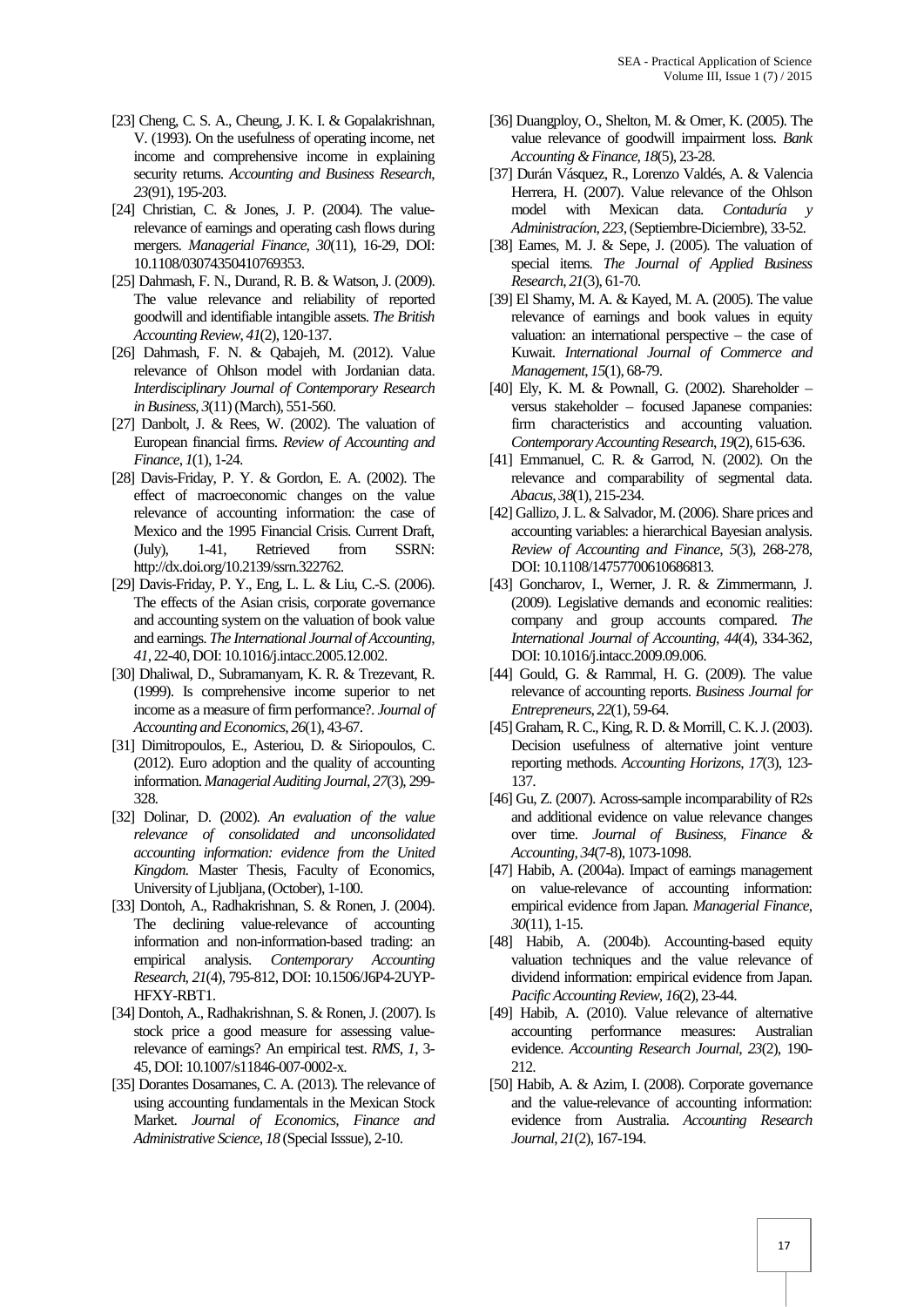[23] Cheng, C. S. A., Cheung, J. K. I. & Gopalakrishnan, V. (1993). On the usefulness of operating income, net income and comprehensive income in explaining security returns. *Accounting and Business Research*, *23*(91), 195-203.

[24] Christian, C. & Jones, J. P. (2004). The value-relevance of earnings and operating cash flows during mergers. *Managerial Finance*, *30*(11), 16-29, DOI: 10.1108/03074350410769353.

[25] Dahmash, F. N., Durand, R. B. & Watson, J. (2009). The value relevance and reliability of reported goodwill and identifiable intangible assets. *The British Accounting Review*, *41*(2), 120-137.

[26] Dahmash, F. N. & Qabajeh, M. (2012). Value relevance of Ohlson model with Jordanian data. *Interdisciplinary Journal of Contemporary Research in Business*, *3*(11) (March), 551-560.

[27] Danbolt, J. & Rees, W. (2002). The valuation of European financial firms. *Review of Accounting and Finance*, *1*(1), 1-24.

[28] Davis-Friday, P. Y. & Gordon, E. A. (2002). The effect of macroeconomic changes on the value relevance of accounting information: the case of Mexico and the 1995 Financial Crisis. Current Draft, (July), 1-41, Retrieved from SSRN: http://dx.doi.org/10.2139/ssrn.322762.

[29] Davis-Friday, P. Y., Eng, L. L. & Liu, C.-S. (2006). The effects of the Asian crisis, corporate governance and accounting system on the valuation of book value and earnings. *The International Journal of Accounting*, *41*, 22-40, DOI: 10.1016/j.intacc.2005.12.002.

[30] Dhaliwal, D., Subramanyam, K. R. & Trezevant, R. (1999). Is comprehensive income superior to net income as a measure of firm performance?. *Journal of Accounting and Economics*, *26*(1), 43-67.

[31] Dimitropoulos, E., Asteriou, D. & Siriopoulos, C. (2012). Euro adoption and the quality of accounting information. *Managerial Auditing Journal*, *27*(3), 299-328.

[32] Dolinar, D. (2002). *An evaluation of the value relevance of consolidated and unconsolidated accounting information: evidence from the United Kingdom*. Master Thesis, Faculty of Economics, University of Ljubljana, (October), 1-100.

[33] Dontoh, A., Radhakrishnan, S. & Ronen, J. (2004). The declining value-relevance of accounting information and non-information-based trading: an empirical analysis. *Contemporary Accounting Research*, *21*(4), 795-812, DOI: 10.1506/J6P4-2UYP-HFXY-RBT1.

[34] Dontoh, A., Radhakrishnan, S. & Ronen, J. (2007). Is stock price a good measure for assessing value-relevance of earnings? An empirical test. *RMS*, *1*, 3-45, DOI: 10.1007/s11846-007-0002-x.

[35] Dorantes Dosamanes, C. A. (2013). The relevance of using accounting fundamentals in the Mexican Stock Market. *Journal of Economics, Finance and Administrative Science*, *18* (Special Isssue), 2-10.

[36] Duangploy, O., Shelton, M. & Omer, K. (2005). The value relevance of goodwill impairment loss. *Bank Accounting & Finance*, *18*(5), 23-28.

[37] Durán Vásquez, R., Lorenzo Valdés, A. & Valencia Herrera, H. (2007). Value relevance of the Ohlson model with Mexican data. *Contaduría y Administracíon*, *223*, (Septiembre-Diciembre), 33-52.

[38] Eames, M. J. & Sepe, J. (2005). The valuation of special items. *The Journal of Applied Business Research*, *21*(3), 61-70.

[39] El Shamy, M. A. & Kayed, M. A. (2005). The value relevance of earnings and book values in equity valuation: an international perspective – the case of Kuwait. *International Journal of Commerce and Management*, *15*(1), 68-79.

[40] Ely, K. M. & Pownall, G. (2002). Shareholder – versus stakeholder – focused Japanese companies: firm characteristics and accounting valuation. *Contemporary Accounting Research*, *19*(2), 615-636.

[41] Emmanuel, C. R. & Garrod, N. (2002). On the relevance and comparability of segmental data. *Abacus*, *38*(1), 215-234.

[42] Gallizo, J. L. & Salvador, M. (2006). Share prices and accounting variables: a hierarchical Bayesian analysis. *Review of Accounting and Finance*, *5*(3), 268-278, DOI: 10.1108/14757700610686813.

[43] Goncharov, I., Werner, J. R. & Zimmermann, J. (2009). Legislative demands and economic realities: company and group accounts compared. *The International Journal of Accounting*, *44*(4), 334-362, DOI: 10.1016/j.intacc.2009.09.006.

[44] Gould, G. & Rammal, H. G. (2009). The value relevance of accounting reports. *Business Journal for Entrepreneurs*, *22*(1), 59-64.

[45] Graham, R. C., King, R. D. & Morrill, C. K. J. (2003). Decision usefulness of alternative joint venture reporting methods. *Accounting Horizons*, *17*(3), 123-137.

[46] Gu, Z. (2007). Across-sample incomparability of R2s and additional evidence on value relevance changes over time. *Journal of Business, Finance & Accounting*, *34*(7-8), 1073-1098.

[47] Habib, A. (2004a). Impact of earnings management on value-relevance of accounting information: empirical evidence from Japan. *Managerial Finance*, *30*(11), 1-15.

[48] Habib, A. (2004b). Accounting-based equity valuation techniques and the value relevance of dividend information: empirical evidence from Japan. *Pacific Accounting Review*, *16*(2), 23-44.

[49] Habib, A. (2010). Value relevance of alternative accounting performance measures: Australian evidence. *Accounting Research Journal*, *23*(2), 190-212.

[50] Habib, A. & Azim, I. (2008). Corporate governance and the value-relevance of accounting information: evidence from Australia. *Accounting Research Journal*, *21*(2), 167-194.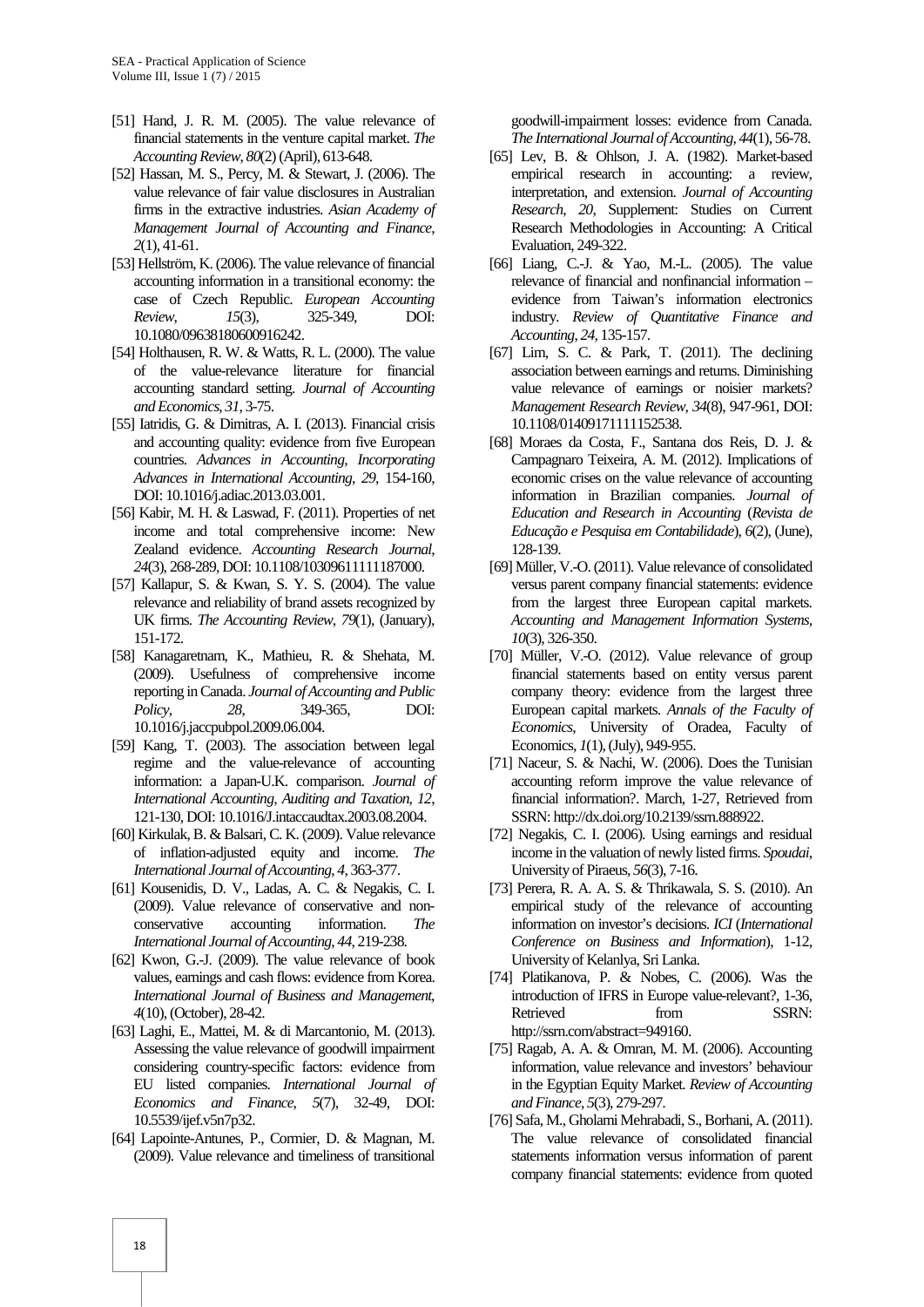[51] Hand, J. R. M. (2005). The value relevance of financial statements in the venture capital market. *The Accounting Review*, *80*(2) (April), 613-648.

[52] Hassan, M. S., Percy, M. & Stewart, J. (2006). The value relevance of fair value disclosures in Australian firms in the extractive industries. *Asian Academy of Management Journal of Accounting and Finance*, *2*(1), 41-61.

[53] Hellström, K. (2006). The value relevance of financial accounting information in a transitional economy: the case of Czech Republic. *European Accounting Review*, *15*(3), 325-349, DOI: 10.1080/09638180600916242.

[54] Holthausen, R. W. & Watts, R. L. (2000). The value of the value-relevance literature for financial accounting standard setting. *Journal of Accounting and Economics*, *31*, 3-75.

[55] Iatridis, G. & Dimitras, A. I. (2013). Financial crisis and accounting quality: evidence from five European countries. *Advances in Accounting, Incorporating Advances in International Accounting*, *29*, 154-160, DOI: 10.1016/j.adiac.2013.03.001.

[56] Kabir, M. H. & Laswad, F. (2011). Properties of net income and total comprehensive income: New Zealand evidence. *Accounting Research Journal*, *24*(3), 268-289, DOI: 10.1108/10309611111187000.

[57] Kallapur, S. & Kwan, S. Y. S. (2004). The value relevance and reliability of brand assets recognized by UK firms. *The Accounting Review*, *79*(1), (January), 151-172.

[58] Kanagaretnam, K., Mathieu, R. & Shehata, M. (2009). Usefulness of comprehensive income reporting in Canada. *Journal of Accounting and Public Policy*, *28*, 349-365, DOI: 10.1016/j.jaccpubpol.2009.06.004.

[59] Kang, T. (2003). The association between legal regime and the value-relevance of accounting information: a Japan-U.K. comparison. *Journal of International Accounting, Auditing and Taxation*, *12*, 121-130, DOI: 10.1016/J.intaccaudtax.2003.08.2004.

[60] Kirkulak, B. & Balsari, C. K. (2009). Value relevance of inflation-adjusted equity and income. *The International Journal of Accounting*, *4*, 363-377.

[61] Kousenidis, D. V., Ladas, A. C. & Negakis, C. I. (2009). Value relevance of conservative and non-conservative accounting information. *The International Journal of Accounting*, *44*, 219-238.

[62] Kwon, G.-J. (2009). The value relevance of book values, earnings and cash flows: evidence from Korea. *International Journal of Business and Management*, *4*(10), (October), 28-42.

[63] Laghi, E., Mattei, M. & di Marcantonio, M. (2013). Assessing the value relevance of goodwill impairment considering country-specific factors: evidence from EU listed companies. *International Journal of Economics and Finance*, *5*(7), 32-49, DOI: 10.5539/ijef.v5n7p32.

[64] Lapointe-Antunes, P., Cormier, D. & Magnan, M. (2009). Value relevance and timeliness of transitional goodwill-impairment losses: evidence from Canada. *The International Journal of Accounting*, *44*(1), 56-78.

[65] Lev, B. & Ohlson, J. A. (1982). Market-based empirical research in accounting: a review, interpretation, and extension. *Journal of Accounting Research*, *20*, Supplement: Studies on Current Research Methodologies in Accounting: A Critical Evaluation, 249-322.

[66] Liang, C.-J. & Yao, M.-L. (2005). The value relevance of financial and nonfinancial information – evidence from Taiwan's information electronics industry. *Review of Quantitative Finance and Accounting*, *24*, 135-157.

[67] Lim, S. C. & Park, T. (2011). The declining association between earnings and returns. Diminishing value relevance of earnings or noisier markets? *Management Research Review*, *34*(8), 947-961, DOI: 10.1108/01409171111152538.

[68] Moraes da Costa, F., Santana dos Reis, D. J. & Campagnaro Teixeira, A. M. (2012). Implications of economic crises on the value relevance of accounting information in Brazilian companies. *Journal of Education and Research in Accounting* (*Revista de Educação e Pesquisa em Contabilidade*), *6*(2), (June), 128-139.

[69] Müller, V.-O. (2011). Value relevance of consolidated versus parent company financial statements: evidence from the largest three European capital markets. *Accounting and Management Information Systems*, *10*(3), 326-350.

[70] Müller, V.-O. (2012). Value relevance of group financial statements based on entity versus parent company theory: evidence from the largest three European capital markets. *Annals of the Faculty of Economics*, University of Oradea, Faculty of Economics, *1*(1), (July), 949-955.

[71] Naceur, S. & Nachi, W. (2006). Does the Tunisian accounting reform improve the value relevance of financial information?. March, 1-27, Retrieved from SSRN: http://dx.doi.org/10.2139/ssrn.888922.

[72] Negakis, C. I. (2006). Using earnings and residual income in the valuation of newly listed firms. *Spoudai*, University of Piraeus, *56*(3), 7-16.

[73] Perera, R. A. A. S. & Thrikawala, S. S. (2010). An empirical study of the relevance of accounting information on investor's decisions. *ICI* (*International Conference on Business and Information*), 1-12, University of Kelanlya, Sri Lanka.

[74] Platikanova, P. & Nobes, C. (2006). Was the introduction of IFRS in Europe value-relevant?, 1-36, Retrieved from SSRN: http://ssrn.com/abstract=949160.

[75] Ragab, A. A. & Omran, M. M. (2006). Accounting information, value relevance and investors' behaviour in the Egyptian Equity Market. *Review of Accounting and Finance*, *5*(3), 279-297.

[76] Safa, M., Gholami Mehrabadi, S., Borhani, A. (2011). The value relevance of consolidated financial statements information versus information of parent company financial statements: evidence from quoted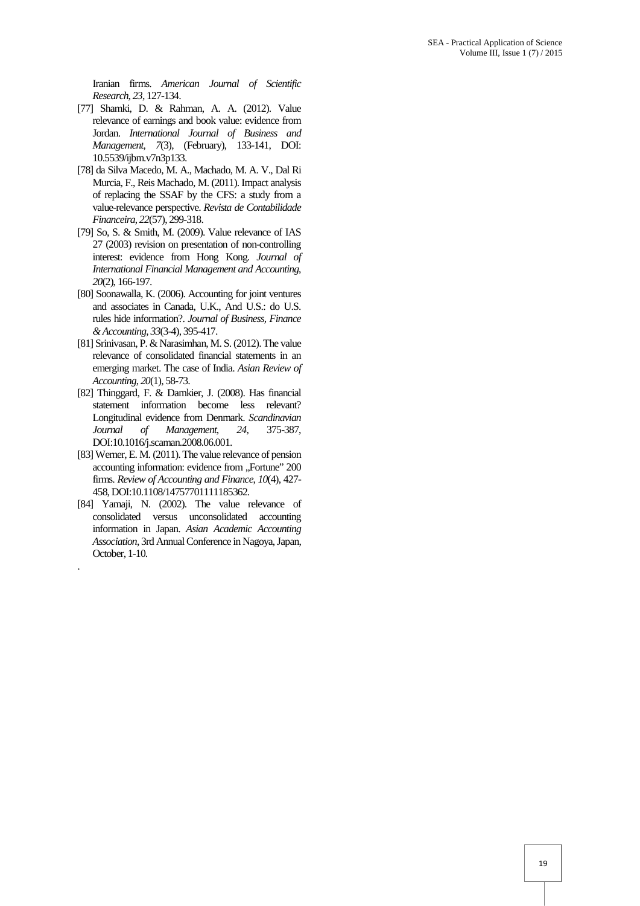Iranian firms. *American Journal of Scientific Research*, *23*, 127-134.

[77] Shamki, D. & Rahman, A. A. (2012). Value relevance of earnings and book value: evidence from Jordan. *International Journal of Business and Management*, *7*(3), (February), 133-141, DOI: 10.5539/ijbm.v7n3p133.

[78] da Silva Macedo, M. A., Machado, M. A. V., Dal Ri Murcia, F., Reis Machado, M. (2011). Impact analysis of replacing the SSAF by the CFS: a study from a value-relevance perspective. *Revista de Contabilidade Financeira*, *22*(57), 299-318.

[79] So, S. & Smith, M. (2009). Value relevance of IAS 27 (2003) revision on presentation of non-controlling interest: evidence from Hong Kong. *Journal of International Financial Management and Accounting*, *20*(2), 166-197.

[80] Soonawalla, K. (2006). Accounting for joint ventures and associates in Canada, U.K., And U.S.: do U.S. rules hide information?. *Journal of Business, Finance & Accounting*, *33*(3-4), 395-417.

[81] Srinivasan, P. & Narasimhan, M. S. (2012). The value relevance of consolidated financial statements in an emerging market. The case of India. *Asian Review of Accounting*, *20*(1), 58-73.

[82] Thinggard, F. & Damkier, J. (2008). Has financial statement information become less relevant? Longitudinal evidence from Denmark. *Scandinavian Journal of Management*, *24*, 375-387, DOI:10.1016/j.scaman.2008.06.001.

[83] Werner, E. M. (2011). The value relevance of pension accounting information: evidence from „Fortune" 200 firms. *Review of Accounting and Finance*, *10*(4), 427-458, DOI:10.1108/14757701111185362.

[84] Yamaji, N. (2002). The value relevance of consolidated versus unconsolidated accounting information in Japan. *Asian Academic Accounting Association*, 3rd Annual Conference in Nagoya, Japan, October, 1-10.

.